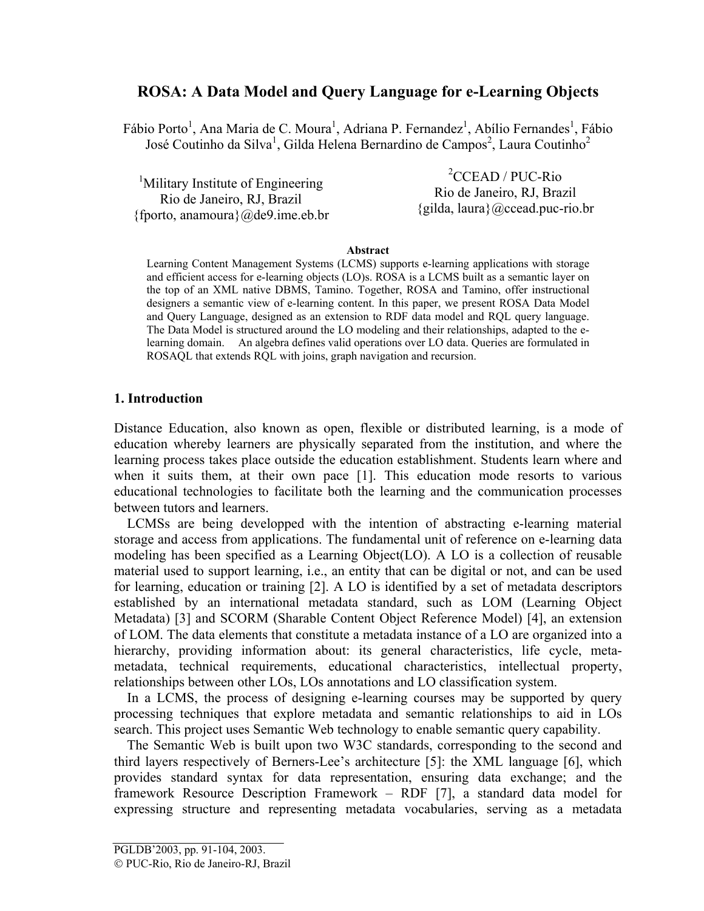# ROSA: A Data Model and Query Language for e-Learning Objects

Fábio Porto[1], Ana Maria de C. Moura[1], Adriana P. Fernandez[1], Abílio Fernandes[1], Fábio José Coutinho da Silva[1], Gilda Helena Bernardino de Campos[2], Laura Coutinho[2]

[1]Military Institute of Engineering
Rio de Janeiro, RJ, Brazil
{fporto, anamoura}@de9.ime.eb.br

[2]CCEAD / PUC-Rio
Rio de Janeiro, RJ, Brazil
{gilda, laura}@ccead.puc-rio.br

**Abstract**

Learning Content Management Systems (LCMS) supports e-learning applications with storage and efficient access for e-learning objects (LO)s. ROSA is a LCMS built as a semantic layer on the top of an XML native DBMS, Tamino. Together, ROSA and Tamino, offer instructional designers a semantic view of e-learning content. In this paper, we present ROSA Data Model and Query Language, designed as an extension to RDF data model and RQL query language. The Data Model is structured around the LO modeling and their relationships, adapted to the e-learning domain. An algebra defines valid operations over LO data. Queries are formulated in ROSAQL that extends RQL with joins, graph navigation and recursion.

## 1. Introduction

Distance Education, also known as open, flexible or distributed learning, is a mode of education whereby learners are physically separated from the institution, and where the learning process takes place outside the education establishment. Students learn where and when it suits them, at their own pace [1]. This education mode resorts to various educational technologies to facilitate both the learning and the communication processes between tutors and learners.

LCMSs are being developped with the intention of abstracting e-learning material storage and access from applications. The fundamental unit of reference on e-learning data modeling has been specified as a Learning Object(LO). A LO is a collection of reusable material used to support learning, i.e., an entity that can be digital or not, and can be used for learning, education or training [2]. A LO is identified by a set of metadata descriptors established by an international metadata standard, such as LOM (Learning Object Metadata) [3] and SCORM (Sharable Content Object Reference Model) [4], an extension of LOM. The data elements that constitute a metadata instance of a LO are organized into a hierarchy, providing information about: its general characteristics, life cycle, meta-metadata, technical requirements, educational characteristics, intellectual property, relationships between other LOs, LOs annotations and LO classification system.

In a LCMS, the process of designing e-learning courses may be supported by query processing techniques that explore metadata and semantic relationships to aid in LOs search. This project uses Semantic Web technology to enable semantic query capability.

The Semantic Web is built upon two W3C standards, corresponding to the second and third layers respectively of Berners-Lee's architecture [5]: the XML language [6], which provides standard syntax for data representation, ensuring data exchange; and the framework Resource Description Framework – RDF [7], a standard data model for expressing structure and representing metadata vocabularies, serving as a metadata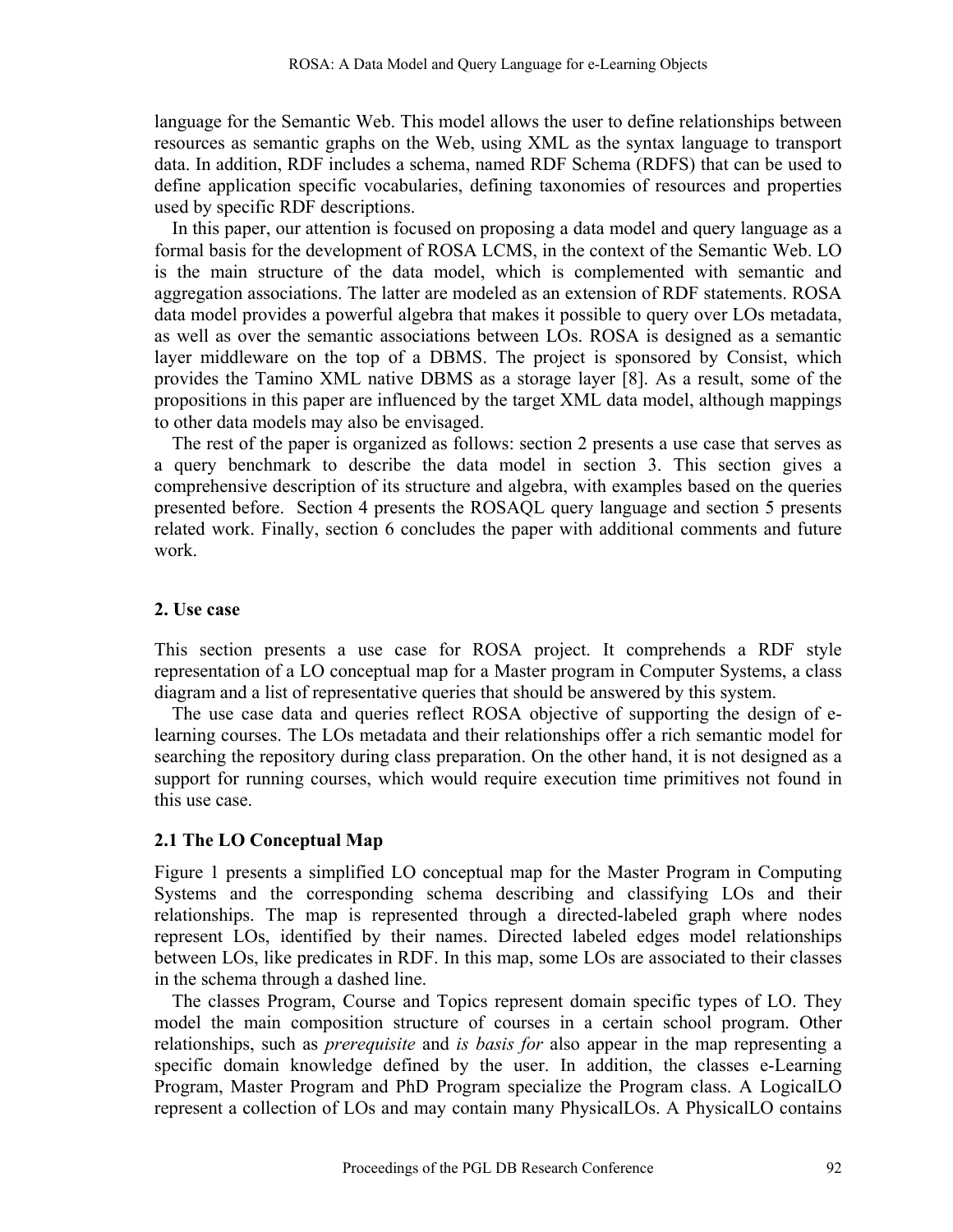language for the Semantic Web. This model allows the user to define relationships between resources as semantic graphs on the Web, using XML as the syntax language to transport data. In addition, RDF includes a schema, named RDF Schema (RDFS) that can be used to define application specific vocabularies, defining taxonomies of resources and properties used by specific RDF descriptions.

In this paper, our attention is focused on proposing a data model and query language as a formal basis for the development of ROSA LCMS, in the context of the Semantic Web. LO is the main structure of the data model, which is complemented with semantic and aggregation associations. The latter are modeled as an extension of RDF statements. ROSA data model provides a powerful algebra that makes it possible to query over LOs metadata, as well as over the semantic associations between LOs. ROSA is designed as a semantic layer middleware on the top of a DBMS. The project is sponsored by Consist, which provides the Tamino XML native DBMS as a storage layer [8]. As a result, some of the propositions in this paper are influenced by the target XML data model, although mappings to other data models may also be envisaged.

The rest of the paper is organized as follows: section 2 presents a use case that serves as a query benchmark to describe the data model in section 3. This section gives a comprehensive description of its structure and algebra, with examples based on the queries presented before. Section 4 presents the ROSAQL query language and section 5 presents related work. Finally, section 6 concludes the paper with additional comments and future work.

## 2. Use case

This section presents a use case for ROSA project. It comprehends a RDF style representation of a LO conceptual map for a Master program in Computer Systems, a class diagram and a list of representative queries that should be answered by this system.

The use case data and queries reflect ROSA objective of supporting the design of e-learning courses. The LOs metadata and their relationships offer a rich semantic model for searching the repository during class preparation. On the other hand, it is not designed as a support for running courses, which would require execution time primitives not found in this use case.

### 2.1 The LO Conceptual Map

Figure 1 presents a simplified LO conceptual map for the Master Program in Computing Systems and the corresponding schema describing and classifying LOs and their relationships. The map is represented through a directed-labeled graph where nodes represent LOs, identified by their names. Directed labeled edges model relationships between LOs, like predicates in RDF. In this map, some LOs are associated to their classes in the schema through a dashed line.

The classes Program, Course and Topics represent domain specific types of LO. They model the main composition structure of courses in a certain school program. Other relationships, such as *prerequisite* and *is basis for* also appear in the map representing a specific domain knowledge defined by the user. In addition, the classes e-Learning Program, Master Program and PhD Program specialize the Program class. A LogicalLO represent a collection of LOs and may contain many PhysicalLOs. A PhysicalLO contains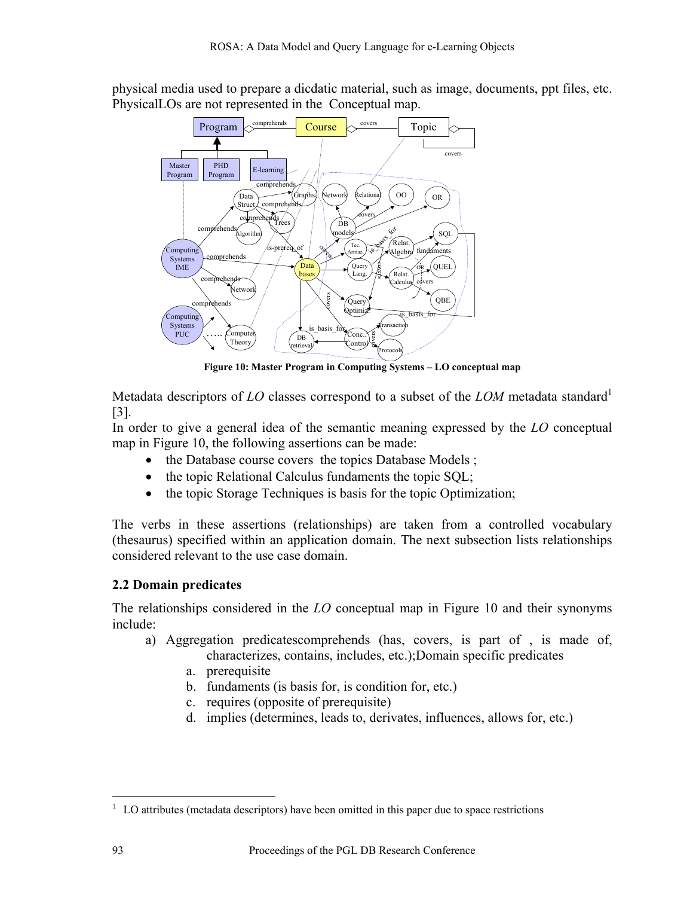physical media used to prepare a dicdatic material, such as image, documents, ppt files, etc. PhysicalLOs are not represented in the Conceptual map.

**Figure 10: Master Program in Computing Systems – LO conceptual map**

Metadata descriptors of *LO* classes correspond to a subset of the *LOM* metadata standard[1] [3].

In order to give a general idea of the semantic meaning expressed by the *LO* conceptual map in Figure 10, the following assertions can be made:

- the Database course covers the topics Database Models ;
- the topic Relational Calculus fundaments the topic SQL;
- the topic Storage Techniques is basis for the topic Optimization;

The verbs in these assertions (relationships) are taken from a controlled vocabulary (thesaurus) specified within an application domain. The next subsection lists relationships considered relevant to the use case domain.

### 2.2 Domain predicates

The relationships considered in the *LO* conceptual map in Figure 10 and their synonyms include:

a) Aggregation predicatescomprehends (has, covers, is part of , is made of, characterizes, contains, includes, etc.);Domain specific predicates
   a. prerequisite
   b. fundaments (is basis for, is condition for, etc.)
   c. requires (opposite of prerequisite)
   d. implies (determines, leads to, derivates, influences, allows for, etc.)

[1] LO attributes (metadata descriptors) have been omitted in this paper due to space restrictions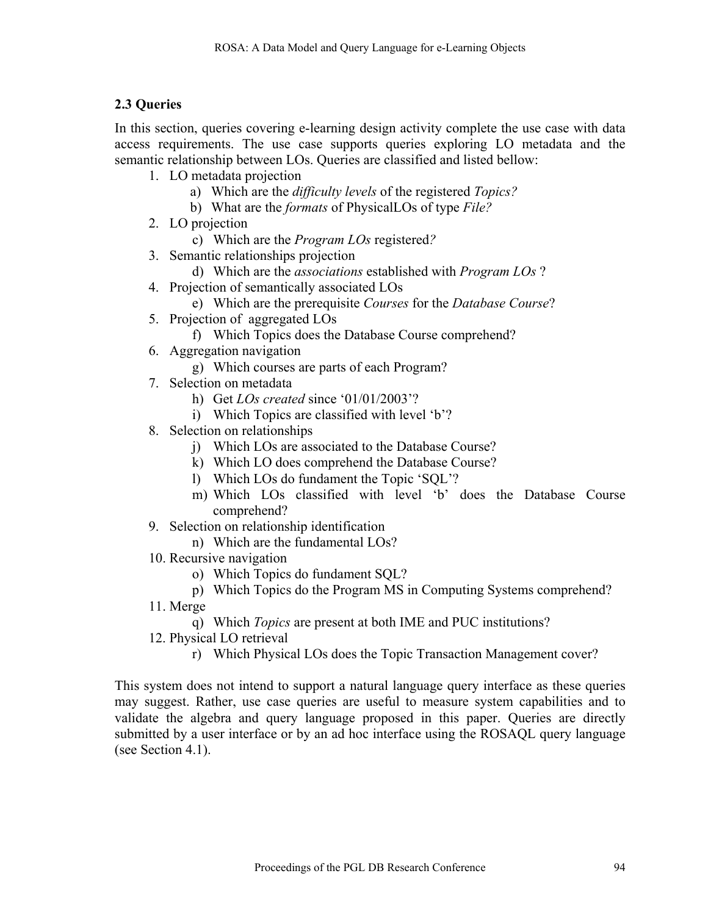### 2.3 Queries

In this section, queries covering e-learning design activity complete the use case with data access requirements. The use case supports queries exploring LO metadata and the semantic relationship between LOs. Queries are classified and listed bellow:

1. LO metadata projection
   a) Which are the *difficulty levels* of the registered *Topics?*
   b) What are the *formats* of PhysicalLOs of type *File?*
2. LO projection
   c) Which are the *Program LOs* registered*?*
3. Semantic relationships projection
   d) Which are the *associations* established with *Program LOs* ?
4. Projection of semantically associated LOs
   e) Which are the prerequisite *Courses* for the *Database Course*?
5. Projection of aggregated LOs
   f) Which Topics does the Database Course comprehend?
6. Aggregation navigation
   g) Which courses are parts of each Program?
7. Selection on metadata
   h) Get *LOs created* since ‘01/01/2003’?
   i) Which Topics are classified with level ‘b’?
8. Selection on relationships
   j) Which LOs are associated to the Database Course?
   k) Which LO does comprehend the Database Course?
   l) Which LOs do fundament the Topic ‘SQL’?
   m) Which LOs classified with level ‘b’ does the Database Course comprehend?
9. Selection on relationship identification
   n) Which are the fundamental LOs?
10. Recursive navigation
    o) Which Topics do fundament SQL?
    p) Which Topics do the Program MS in Computing Systems comprehend?
11. Merge
    q) Which *Topics* are present at both IME and PUC institutions?
12. Physical LO retrieval
    r) Which Physical LOs does the Topic Transaction Management cover?

This system does not intend to support a natural language query interface as these queries may suggest. Rather, use case queries are useful to measure system capabilities and to validate the algebra and query language proposed in this paper. Queries are directly submitted by a user interface or by an ad hoc interface using the ROSAQL query language (see Section 4.1).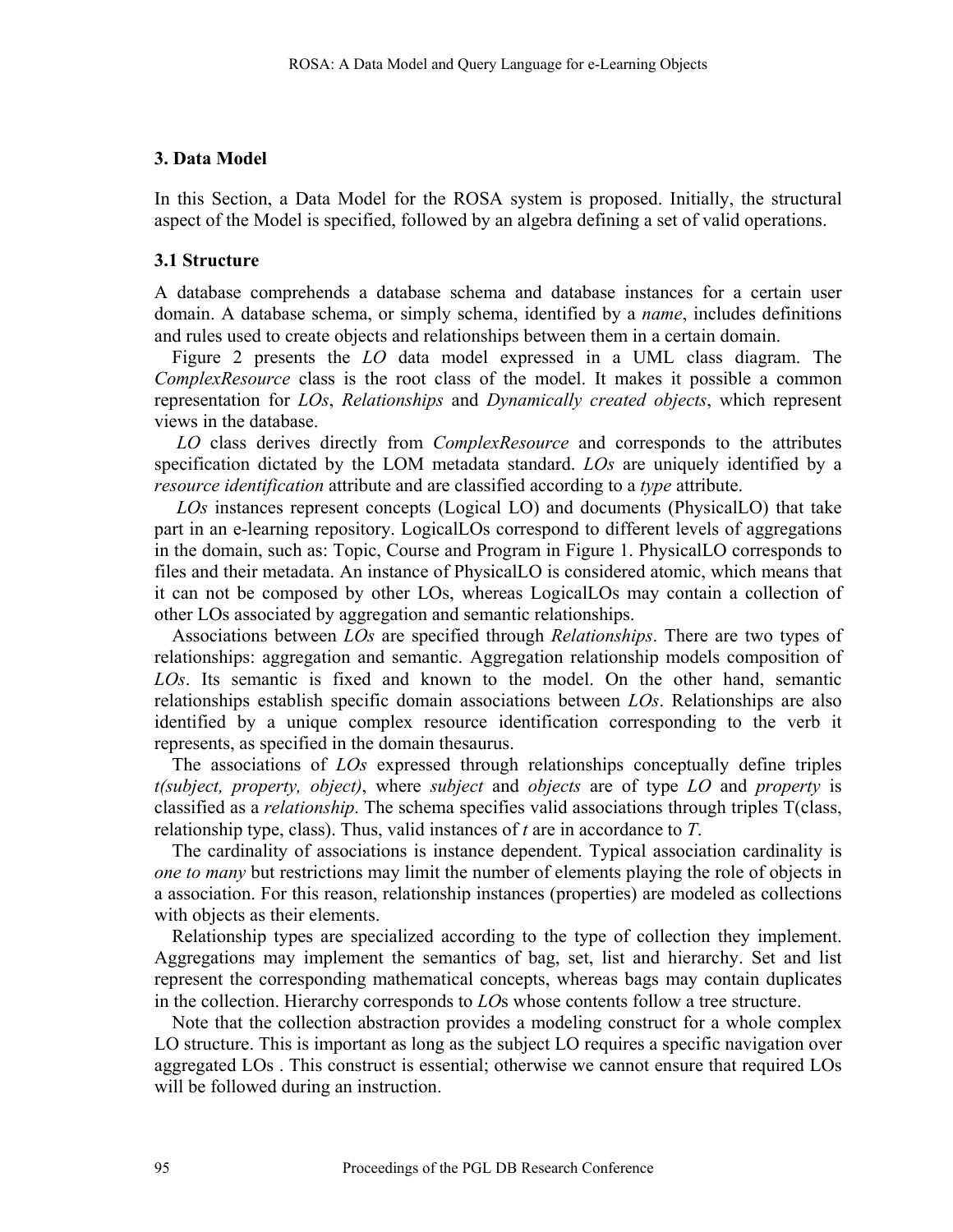## 3. Data Model

In this Section, a Data Model for the ROSA system is proposed. Initially, the structural aspect of the Model is specified, followed by an algebra defining a set of valid operations.

### 3.1 Structure

A database comprehends a database schema and database instances for a certain user domain. A database schema, or simply schema, identified by a *name*, includes definitions and rules used to create objects and relationships between them in a certain domain.

Figure 2 presents the *LO* data model expressed in a UML class diagram. The *ComplexResource* class is the root class of the model. It makes it possible a common representation for *LOs*, *Relationships* and *Dynamically created objects*, which represent views in the database.

*LO* class derives directly from *ComplexResource* and corresponds to the attributes specification dictated by the LOM metadata standard. *LOs* are uniquely identified by a *resource identification* attribute and are classified according to a *type* attribute.

*LOs* instances represent concepts (Logical LO) and documents (PhysicalLO) that take part in an e-learning repository. LogicalLOs correspond to different levels of aggregations in the domain, such as: Topic, Course and Program in Figure 1. PhysicalLO corresponds to files and their metadata. An instance of PhysicalLO is considered atomic, which means that it can not be composed by other LOs, whereas LogicalLOs may contain a collection of other LOs associated by aggregation and semantic relationships.

Associations between *LOs* are specified through *Relationships*. There are two types of relationships: aggregation and semantic. Aggregation relationship models composition of *LOs*. Its semantic is fixed and known to the model. On the other hand, semantic relationships establish specific domain associations between *LOs*. Relationships are also identified by a unique complex resource identification corresponding to the verb it represents, as specified in the domain thesaurus.

The associations of *LOs* expressed through relationships conceptually define triples *t(subject, property, object)*, where *subject* and *objects* are of type *LO* and *property* is classified as a *relationship*. The schema specifies valid associations through triples T(class, relationship type, class). Thus, valid instances of *t* are in accordance to *T*.

The cardinality of associations is instance dependent. Typical association cardinality is *one to many* but restrictions may limit the number of elements playing the role of objects in a association. For this reason, relationship instances (properties) are modeled as collections with objects as their elements.

Relationship types are specialized according to the type of collection they implement. Aggregations may implement the semantics of bag, set, list and hierarchy. Set and list represent the corresponding mathematical concepts, whereas bags may contain duplicates in the collection. Hierarchy corresponds to *LO*s whose contents follow a tree structure.

Note that the collection abstraction provides a modeling construct for a whole complex LO structure. This is important as long as the subject LO requires a specific navigation over aggregated LOs . This construct is essential; otherwise we cannot ensure that required LOs will be followed during an instruction.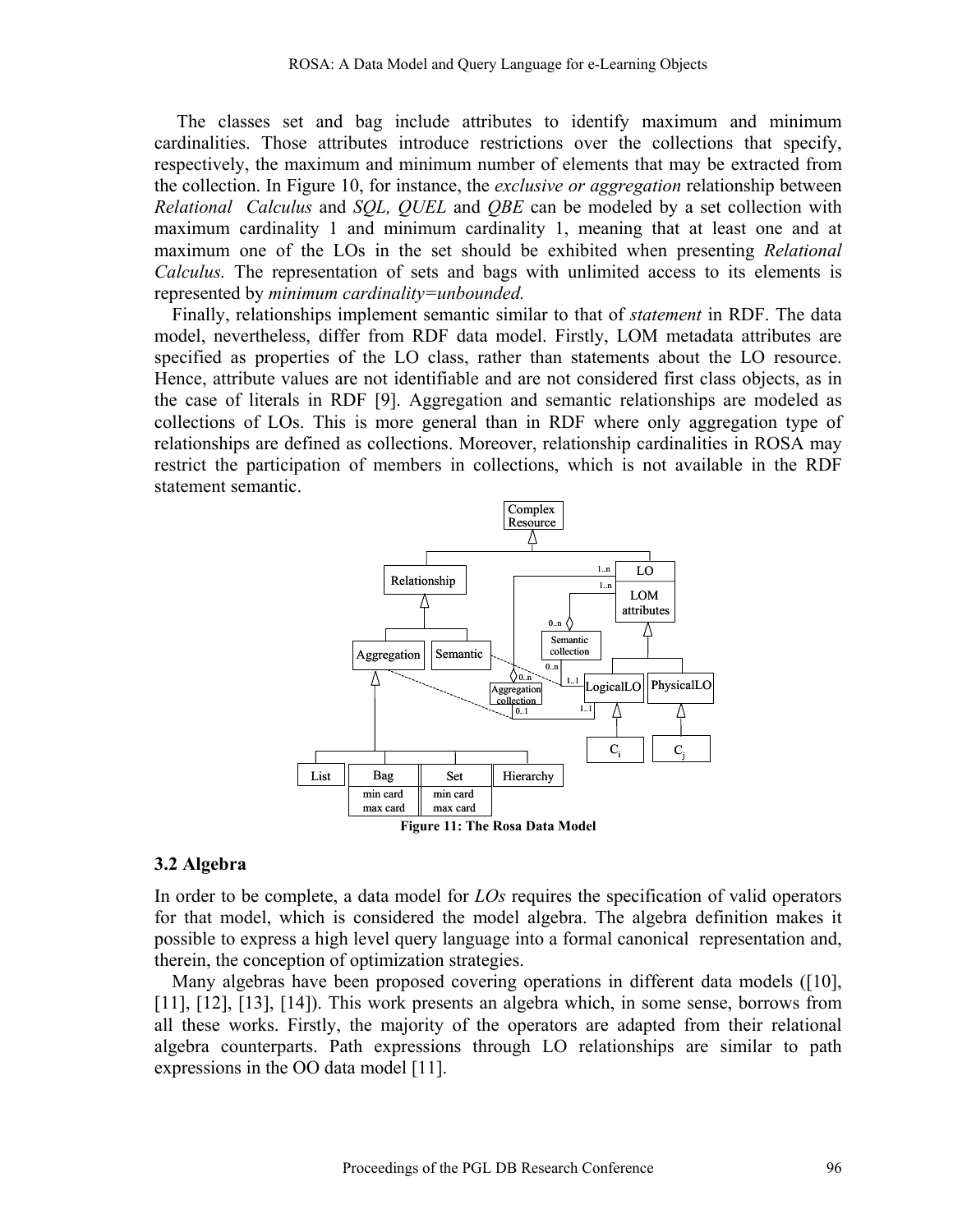The classes set and bag include attributes to identify maximum and minimum cardinalities. Those attributes introduce restrictions over the collections that specify, respectively, the maximum and minimum number of elements that may be extracted from the collection. In Figure 10, for instance, the *exclusive or aggregation* relationship between *Relational Calculus* and *SQL, QUEL* and *QBE* can be modeled by a set collection with maximum cardinality 1 and minimum cardinality 1, meaning that at least one and at maximum one of the LOs in the set should be exhibited when presenting *Relational Calculus.* The representation of sets and bags with unlimited access to its elements is represented by *minimum cardinality=unbounded.*

Finally, relationships implement semantic similar to that of *statement* in RDF. The data model, nevertheless, differ from RDF data model. Firstly, LOM metadata attributes are specified as properties of the LO class, rather than statements about the LO resource. Hence, attribute values are not identifiable and are not considered first class objects, as in the case of literals in RDF [9]. Aggregation and semantic relationships are modeled as collections of LOs. This is more general than in RDF where only aggregation type of relationships are defined as collections. Moreover, relationship cardinalities in ROSA may restrict the participation of members in collections, which is not available in the RDF statement semantic.

**Figure 11: The Rosa Data Model**

### 3.2 Algebra

In order to be complete, a data model for *LOs* requires the specification of valid operators for that model, which is considered the model algebra. The algebra definition makes it possible to express a high level query language into a formal canonical representation and, therein, the conception of optimization strategies.

Many algebras have been proposed covering operations in different data models ([10], [11], [12], [13], [14]). This work presents an algebra which, in some sense, borrows from all these works. Firstly, the majority of the operators are adapted from their relational algebra counterparts. Path expressions through LO relationships are similar to path expressions in the OO data model [11].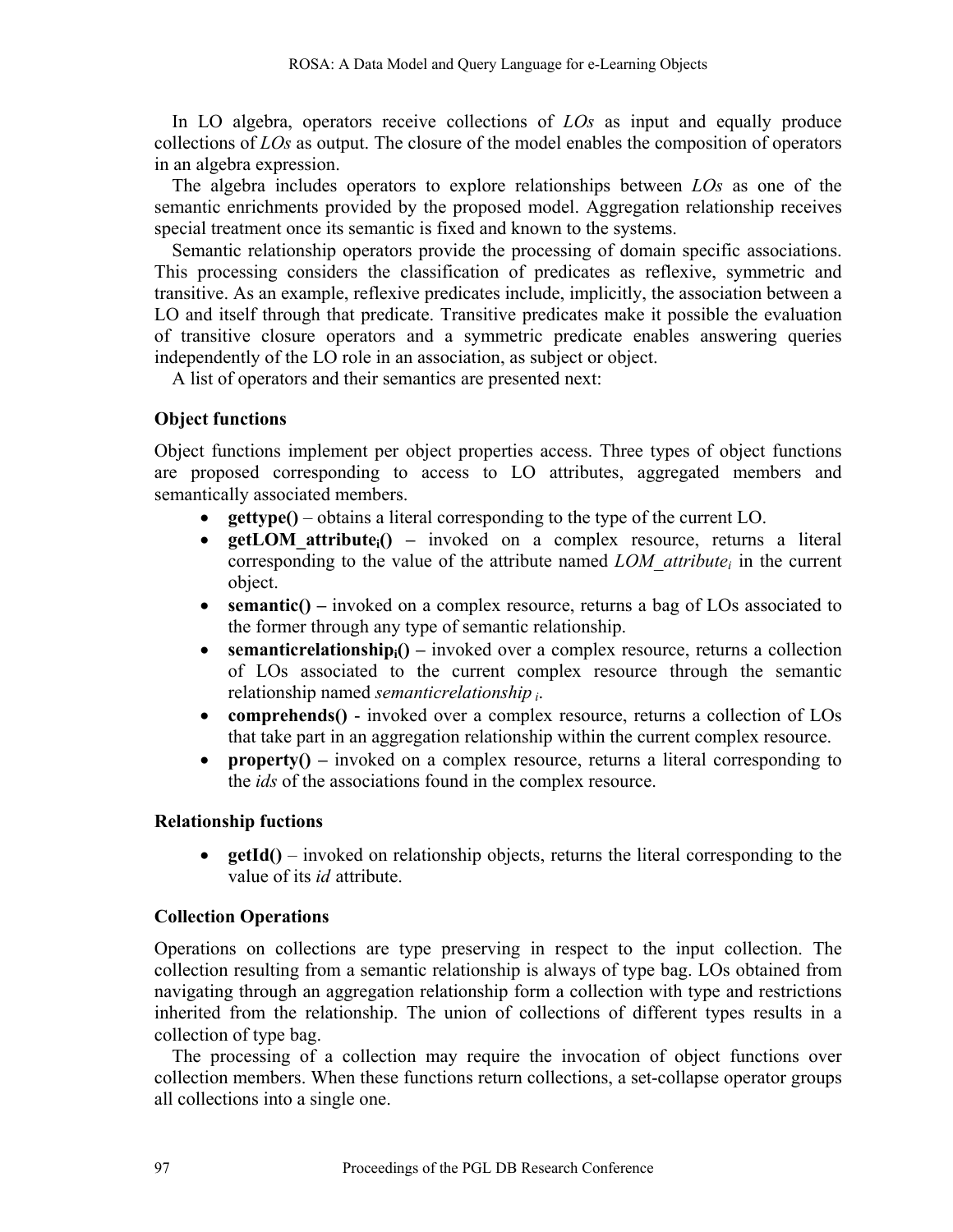In LO algebra, operators receive collections of *LOs* as input and equally produce collections of *LOs* as output. The closure of the model enables the composition of operators in an algebra expression.

The algebra includes operators to explore relationships between *LOs* as one of the semantic enrichments provided by the proposed model. Aggregation relationship receives special treatment once its semantic is fixed and known to the systems.

Semantic relationship operators provide the processing of domain specific associations. This processing considers the classification of predicates as reflexive, symmetric and transitive. As an example, reflexive predicates include, implicitly, the association between a LO and itself through that predicate. Transitive predicates make it possible the evaluation of transitive closure operators and a symmetric predicate enables answering queries independently of the LO role in an association, as subject or object.

A list of operators and their semantics are presented next:

**Object functions**

Object functions implement per object properties access. Three types of object functions are proposed corresponding to access to LO attributes, aggregated members and semantically associated members.

- **gettype()** – obtains a literal corresponding to the type of the current LO.
- **getLOM_attribute$_i$()** – invoked on a complex resource, returns a literal corresponding to the value of the attribute named *LOM_attribute$_i$* in the current object.
- **semantic()** – invoked on a complex resource, returns a bag of LOs associated to the former through any type of semantic relationship.
- **semanticrelationship$_i$()** – invoked over a complex resource, returns a collection of LOs associated to the current complex resource through the semantic relationship named *semanticrelationship$_i$*.
- **comprehends()** - invoked over a complex resource, returns a collection of LOs that take part in an aggregation relationship within the current complex resource.
- **property()** – invoked on a complex resource, returns a literal corresponding to the *ids* of the associations found in the complex resource.

**Relationship fuctions**

- **getId()** – invoked on relationship objects, returns the literal corresponding to the value of its *id* attribute.

**Collection Operations**

Operations on collections are type preserving in respect to the input collection. The collection resulting from a semantic relationship is always of type bag. LOs obtained from navigating through an aggregation relationship form a collection with type and restrictions inherited from the relationship. The union of collections of different types results in a collection of type bag.

The processing of a collection may require the invocation of object functions over collection members. When these functions return collections, a set-collapse operator groups all collections into a single one.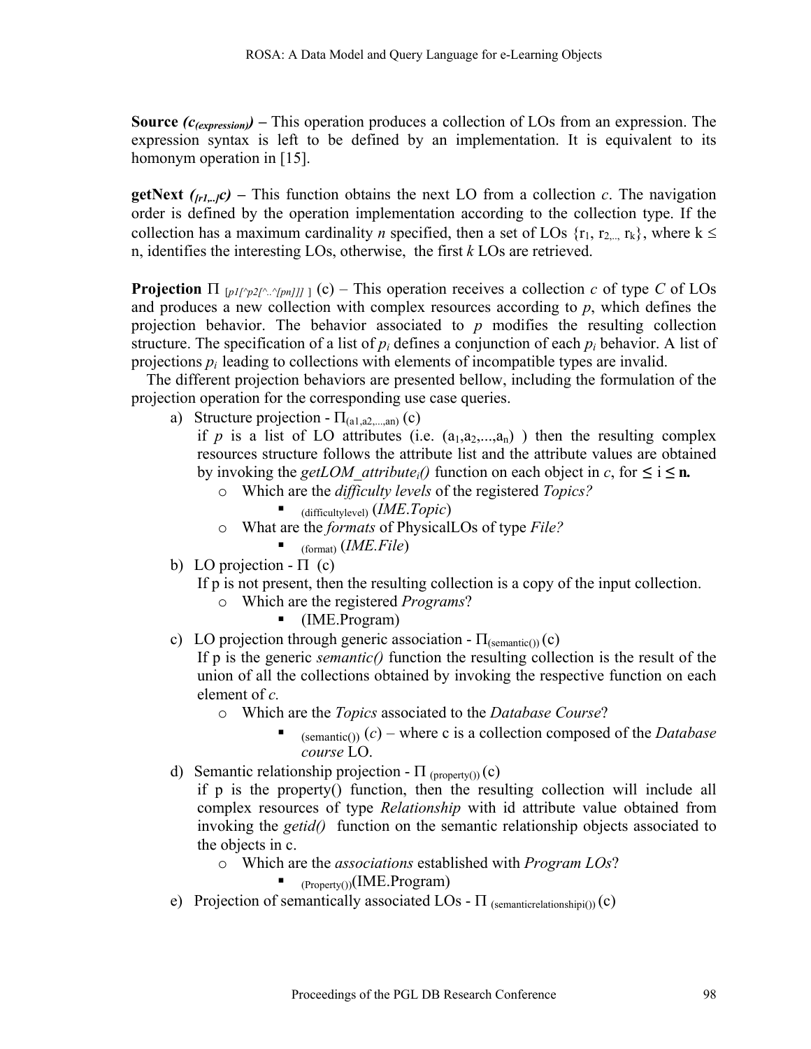**Source** $(c_{(expression)})$ **–** This operation produces a collection of LOs from an expression. The expression syntax is left to be defined by an implementation. It is equivalent to its homonym operation in [15].

**getNext** $({}_{[r1,..]}c)$ **–** This function obtains the next LO from a collection *c*. The navigation order is defined by the operation implementation according to the collection type. If the collection has a maximum cardinality *n* specified, then a set of LOs $\{r_1, r_{2,..}, r_k\}$, where $k \leq n$, identifies the interesting LOs, otherwise, the first *k* LOs are retrieved.

**Projection** $\Pi_{[p1[\wedge p2[\wedge..\wedge[pn]]]]}$ (c) – This operation receives a collection *c* of type *C* of LOs and produces a new collection with complex resources according to *p*, which defines the projection behavior. The behavior associated to *p* modifies the resulting collection structure. The specification of a list of $p_i$ defines a conjunction of each $p_i$ behavior. A list of projections $p_i$ leading to collections with elements of incompatible types are invalid.

The different projection behaviors are presented bellow, including the formulation of the projection operation for the corresponding use case queries.

a) Structure projection - $\Pi_{(a1,a2,...,an)}$ (c)
   if *p* is a list of LO attributes (i.e. $(a_1,a_2,...,a_n)$ ) then the resulting complex resources structure follows the attribute list and the attribute values are obtained by invoking the *getLOM_attribute$_i$()* function on each object in *c*, for $\leq i \leq$ **n.**
   - Which are the *difficulty levels* of the registered *Topics?*
     - $_{(difficultylevel)}$ (*IME.Topic*)
   - What are the *formats* of PhysicalLOs of type *File?*
     - $_{(format)}$ (*IME.File*)

b) LO projection - $\Pi$ (c)
   If p is not present, then the resulting collection is a copy of the input collection.
   - Which are the registered *Programs*?
     - (IME.Program)

c) LO projection through generic association - $\Pi_{(semantic())}$ (c)
   If p is the generic *semantic()* function the resulting collection is the result of the union of all the collections obtained by invoking the respective function on each element of *c.*
   - Which are the *Topics* associated to the *Database Course*?
     - $_{(semantic())}$ (*c*) – where c is a collection composed of the *Database course* LO.

d) Semantic relationship projection - $\Pi_{(property())}$ (c)
   if p is the property() function, then the resulting collection will include all complex resources of type *Relationship* with id attribute value obtained from invoking the *getid()* function on the semantic relationship objects associated to the objects in c.
   - Which are the *associations* established with *Program LOs*?
     - $_{(Property())}$(IME.Program)

e) Projection of semantically associated LOs - $\Pi_{(semanticrelationshipi())}$ (c)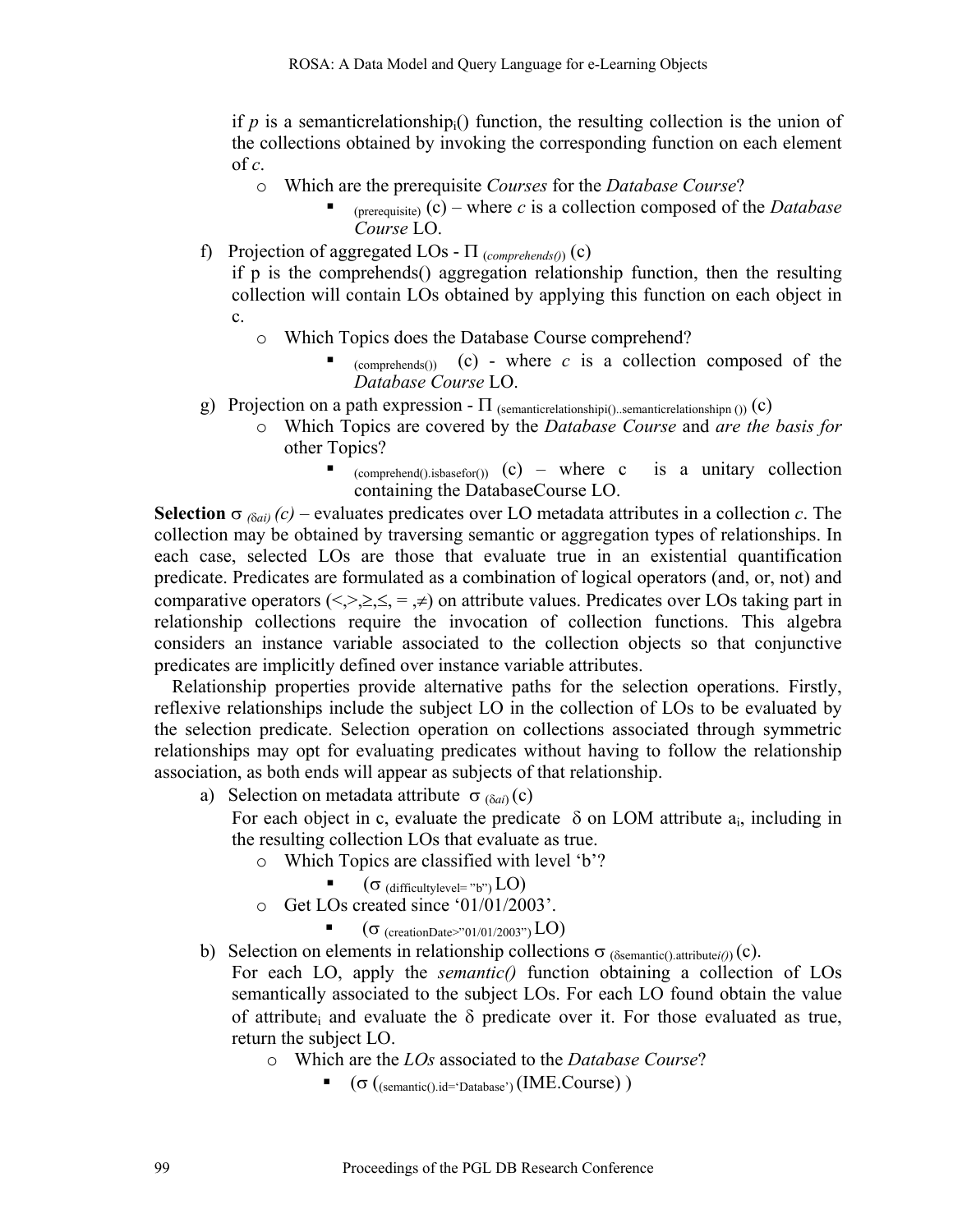if $p$ is a semanticrelationship$_i$() function, the resulting collection is the union of the collections obtained by invoking the corresponding function on each element of *c*.

- Which are the prerequisite *Courses* for the *Database Course*?
  - $_{(prerequisite)}$ (c) – where *c* is a collection composed of the *Database Course* LO.

f) Projection of aggregated LOs - $\Pi_{(comprehends())}$ (c)

if p is the comprehends() aggregation relationship function, then the resulting collection will contain LOs obtained by applying this function on each object in c.

- Which Topics does the Database Course comprehend?
  - $_{(comprehends())}$ (c) - where *c* is a collection composed of the *Database Course* LO.

g) Projection on a path expression - $\Pi_{(semanticrelationshipi()..semanticrelationshipn())}$ (c)

- Which Topics are covered by the *Database Course* and *are the basis for* other Topics?
  - $_{(comprehend().isbasefor())}$ (c) – where c is a unitary collection containing the DatabaseCourse LO.

**Selection** $\sigma_{(\delta ai)}$ *(c)* – evaluates predicates over LO metadata attributes in a collection *c*. The collection may be obtained by traversing semantic or aggregation types of relationships. In each case, selected LOs are those that evaluate true in an existential quantification predicate. Predicates are formulated as a combination of logical operators (and, or, not) and comparative operators ($<,>,\geq,\leq, = ,\neq$) on attribute values. Predicates over LOs taking part in relationship collections require the invocation of collection functions. This algebra considers an instance variable associated to the collection objects so that conjunctive predicates are implicitly defined over instance variable attributes.

Relationship properties provide alternative paths for the selection operations. Firstly, reflexive relationships include the subject LO in the collection of LOs to be evaluated by the selection predicate. Selection operation on collections associated through symmetric relationships may opt for evaluating predicates without having to follow the relationship association, as both ends will appear as subjects of that relationship.

a) Selection on metadata attribute $\sigma_{(\delta ai)}$ (c)

For each object in c, evaluate the predicate $\delta$ on LOM attribute $a_i$, including in the resulting collection LOs that evaluate as true.

- Which Topics are classified with level 'b'?
  - ($\sigma$ $_{(difficultylevel= "b")}$ LO)
- Get LOs created since '01/01/2003'.
  - ($\sigma$ $_{(creationDate>"01/01/2003")}$ LO)

b) Selection on elements in relationship collections $\sigma_{(\delta semantic().attribute_i())}$ (c).

For each LO, apply the *semantic()* function obtaining a collection of LOs semantically associated to the subject LOs. For each LO found obtain the value of attribute$_i$ and evaluate the $\delta$ predicate over it. For those evaluated as true, return the subject LO.

- Which are the *LOs* associated to the *Database Course*?
  - ($\sigma$ ($_{(semantic().id='Database')}$ (IME.Course) )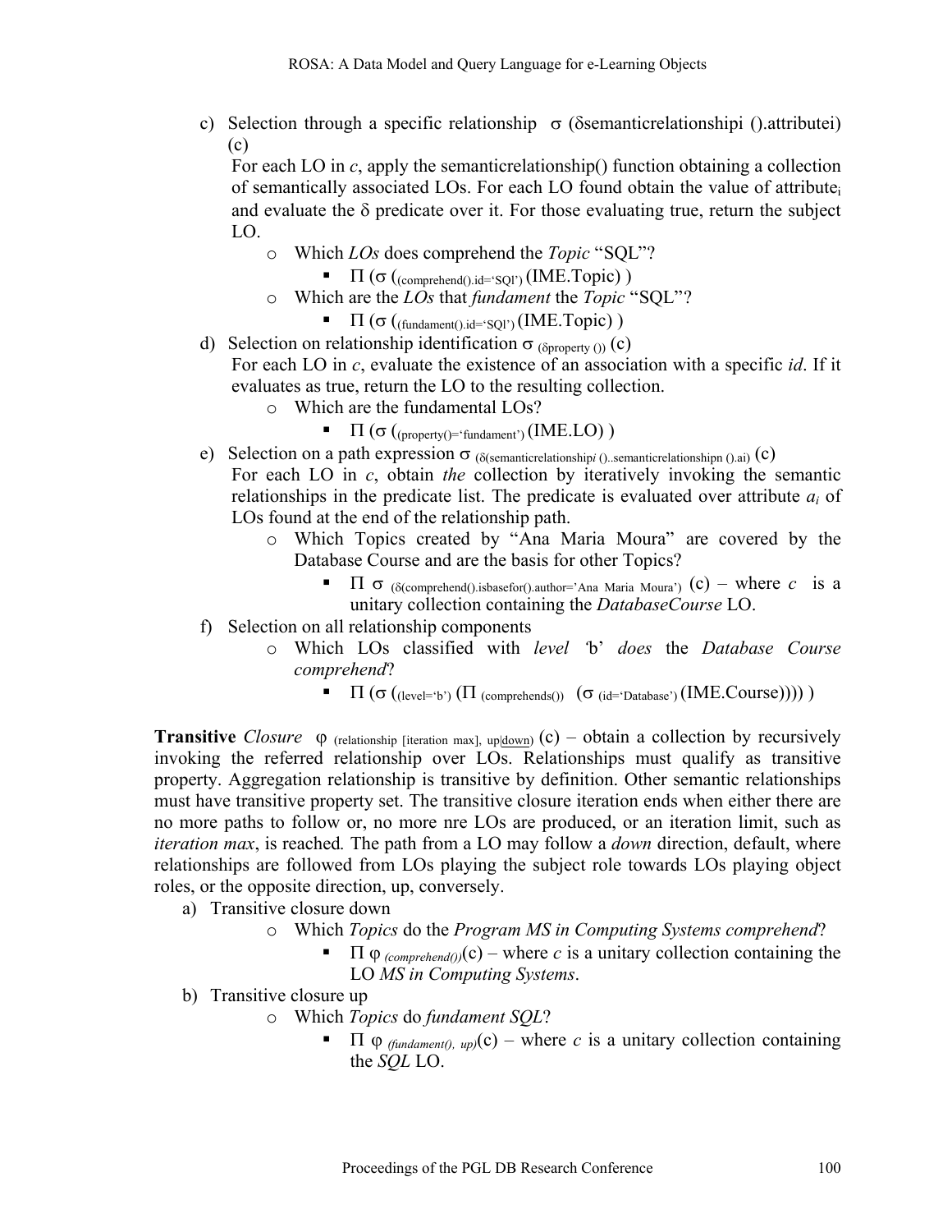c) Selection through a specific relationship $\sigma$ ($\delta$semanticrelationshipi ().attributei) (c)
   For each LO in *c*, apply the semanticrelationship() function obtaining a collection of semantically associated LOs. For each LO found obtain the value of attribute$_i$ and evaluate the $\delta$ predicate over it. For those evaluating true, return the subject LO.
   - Which *LOs* does comprehend the *Topic* "SQL"?
     - $\Pi$ ($\sigma$ ($_{\text{(comprehend().id='SQl')}}$ (IME.Topic) )
   - Which are the *LOs* that *fundament* the *Topic* "SQL"?
     - $\Pi$ ($\sigma$ ($_{\text{(fundament().id='SQl')}}$ (IME.Topic) )

d) Selection on relationship identification $\sigma$ $_{(\delta\text{property ()})}$ (c)
   For each LO in *c*, evaluate the existence of an association with a specific *id*. If it evaluates as true, return the LO to the resulting collection.
   - Which are the fundamental LOs?
     - $\Pi$ ($\sigma$ ($_{\text{(property()='fundament')}}$ (IME.LO) )

e) Selection on a path expression $\sigma$ $_{(\delta(\text{semanticrelationship}i\text{ ()..semanticrelationshipn ().ai}))}$ (c)
   For each LO in *c*, obtain *the* collection by iteratively invoking the semantic relationships in the predicate list. The predicate is evaluated over attribute $a_i$ of LOs found at the end of the relationship path.
   - Which Topics created by "Ana Maria Moura" are covered by the Database Course and are the basis for other Topics?
     - $\Pi$ $\sigma$ $_{(\delta(\text{comprehend().isbasefor().author='Ana Maria Moura'}))}$ (c) – where *c* is a unitary collection containing the *DatabaseCourse* LO.

f) Selection on all relationship components
   - Which LOs classified with *level 'b' does* the *Database Course comprehend*?
     - $\Pi$ ($\sigma$ ($_{\text{(level='b')}}$ ($\Pi$ $_{\text{(comprehends())}}$ ($\sigma$ $_{\text{(id='Database')}}$ (IME.Course)))) )

**Transitive** *Closure* $\varphi$ $_{(\text{relationship [iteration max], up}|\underline{\text{down}})}$ (c) – obtain a collection by recursively invoking the referred relationship over LOs. Relationships must qualify as transitive property. Aggregation relationship is transitive by definition. Other semantic relationships must have transitive property set. The transitive closure iteration ends when either there are no more paths to follow or, no more nre LOs are produced, or an iteration limit, such as *iteration max*, is reached*.* The path from a LO may follow a *down* direction, default, where relationships are followed from LOs playing the subject role towards LOs playing object roles, or the opposite direction, up, conversely.

a) Transitive closure down
   - Which *Topics* do the *Program MS in Computing Systems comprehend*?
     - $\Pi$ $\varphi$ $_{\textit{(comprehend())}}$(c) – where *c* is a unitary collection containing the LO *MS in Computing Systems*.

b) Transitive closure up
   - Which *Topics* do *fundament SQL*?
     - $\Pi$ $\varphi$ $_{\textit{(fundament(), up)}}$(c) – where *c* is a unitary collection containing the *SQL* LO.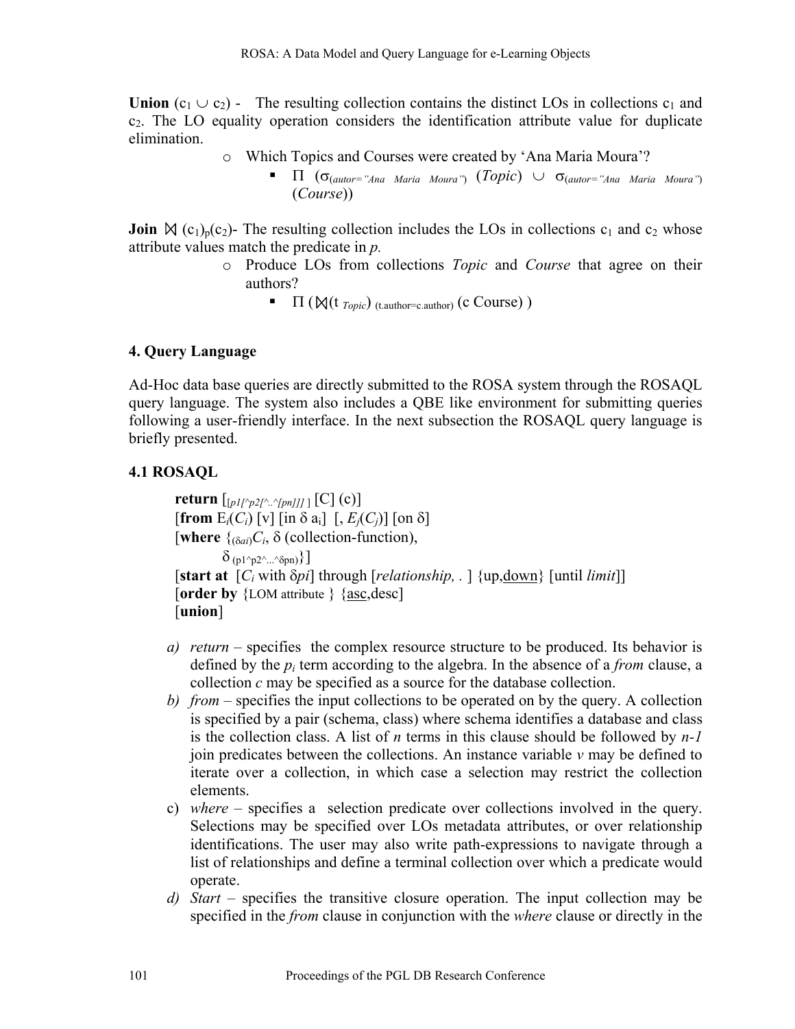**Union** ($c_1 \cup c_2$) - The resulting collection contains the distinct LOs in collections $c_1$ and $c_2$. The LO equality operation considers the identification attribute value for duplicate elimination.

- Which Topics and Courses were created by 'Ana Maria Moura'?
  - $\Pi$ ($\sigma_{(autor=\text{"Ana Maria Moura"})}$ (*Topic*) $\cup$ $\sigma_{(autor=\text{"Ana Maria Moura"})}$ (*Course*))

**Join** $\bowtie$ $(c_1)_p(c_2)$- The resulting collection includes the LOs in collections $c_1$ and $c_2$ whose attribute values match the predicate in *p*.

- Produce LOs from collections *Topic* and *Course* that agree on their authors?
  - $\Pi$ ( $\bowtie$(t $_{Topic}$) $_{\text{(t.author=c.author)}}$ (c Course) )

## 4. Query Language

Ad-Hoc data base queries are directly submitted to the ROSA system through the ROSAQL query language. The system also includes a QBE like environment for submitting queries following a user-friendly interface. In the next subsection the ROSAQL query language is briefly presented.

### 4.1 ROSAQL

> **return** [ $_{[p1[\wedge p2[\wedge..\wedge[pn]]]\,]}$ [C] (c)]
> [**from** $E_i(C_i)$ [v] [in $\delta$ $a_i$] [, $E_j(C_j)$] [on $\delta$]
> [**where** {$_{(\delta ai)}C_i$, $\delta$ (collection-function),
> $\delta_{\,(p1\wedge p2\wedge...\wedge\delta pn)}$}]
> [**start at** [$C_i$ with $\delta pi$] through [*relationship*, . ] {up,<u>down</u>} [until *limit*]]
> [**order by** {LOM attribute } {<u>asc</u>,desc]
> [**union**]

a) *return* – specifies the complex resource structure to be produced. Its behavior is defined by the $p_i$ term according to the algebra. In the absence of a *from* clause, a collection *c* may be specified as a source for the database collection.
b) *from* – specifies the input collections to be operated on by the query. A collection is specified by a pair (schema, class) where schema identifies a database and class is the collection class. A list of *n* terms in this clause should be followed by *n-1* join predicates between the collections. An instance variable *v* may be defined to iterate over a collection, in which case a selection may restrict the collection elements.
c) *where* – specifies a selection predicate over collections involved in the query. Selections may be specified over LOs metadata attributes, or over relationship identifications. The user may also write path-expressions to navigate through a list of relationships and define a terminal collection over which a predicate would operate.
d) *Start* – specifies the transitive closure operation. The input collection may be specified in the *from* clause in conjunction with the *where* clause or directly in the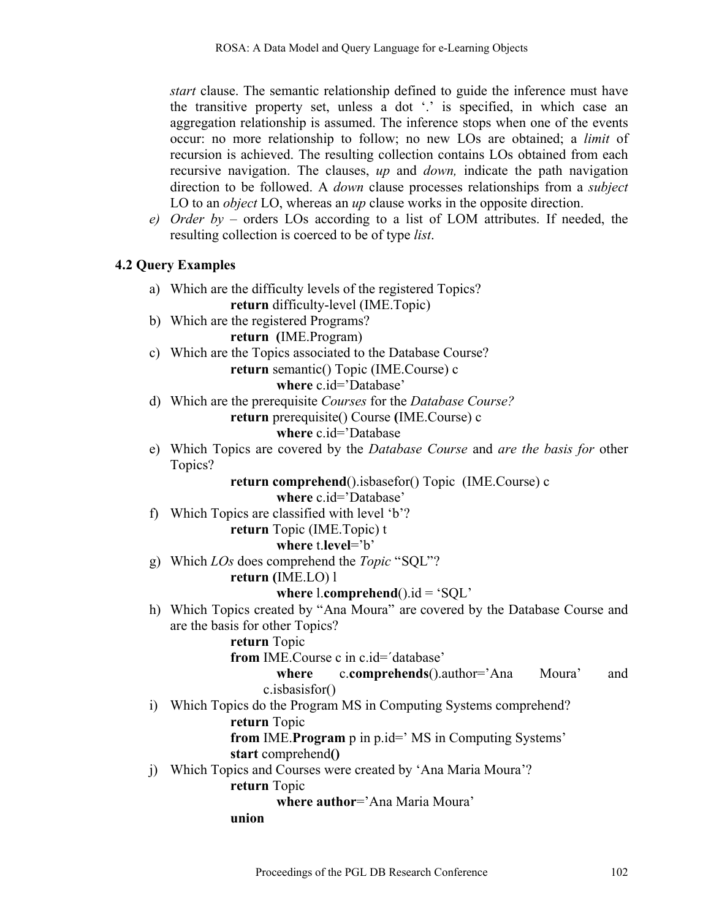*start* clause. The semantic relationship defined to guide the inference must have the transitive property set, unless a dot '.' is specified, in which case an aggregation relationship is assumed. The inference stops when one of the events occur: no more relationship to follow; no new LOs are obtained; a *limit* of recursion is achieved. The resulting collection contains LOs obtained from each recursive navigation. The clauses, *up* and *down,* indicate the path navigation direction to be followed. A *down* clause processes relationships from a *subject* LO to an *object* LO, whereas an *up* clause works in the opposite direction.

e) *Order by* – orders LOs according to a list of LOM attributes. If needed, the resulting collection is coerced to be of type *list*.

### 4.2 Query Examples

a) Which are the difficulty levels of the registered Topics?

   **return** difficulty-level (IME.Topic)

b) Which are the registered Programs?

   **return (**IME.Program)

c) Which are the Topics associated to the Database Course?

   **return** semantic() Topic (IME.Course) c
   **where** c.id='Database'

d) Which are the prerequisite *Courses* for the *Database Course?*

   **return** prerequisite() Course **(**IME.Course) c
   **where** c.id='Database

e) Which Topics are covered by the *Database Course* and *are the basis for* other Topics?

   **return comprehend**().isbasefor() Topic (IME.Course) c
   **where** c.id='Database'

f) Which Topics are classified with level 'b'?

   **return** Topic (IME.Topic) t
   **where** t.**level**='b'

g) Which *LOs* does comprehend the *Topic* "SQL"?

   **return (**IME.LO) l
   **where** l.**comprehend**().id = 'SQL'

h) Which Topics created by "Ana Moura" are covered by the Database Course and are the basis for other Topics?

   **return** Topic
   **from** IME.Course c in c.id=´database'
   **where** c.**comprehends**().author='Ana Moura' and c.isbasisfor()

i) Which Topics do the Program MS in Computing Systems comprehend?

   **return** Topic
   **from** IME.**Program** p in p.id=' MS in Computing Systems'
   **start** comprehend**()**

j) Which Topics and Courses were created by 'Ana Maria Moura'?

   **return** Topic
   **where author**='Ana Maria Moura'
   **union**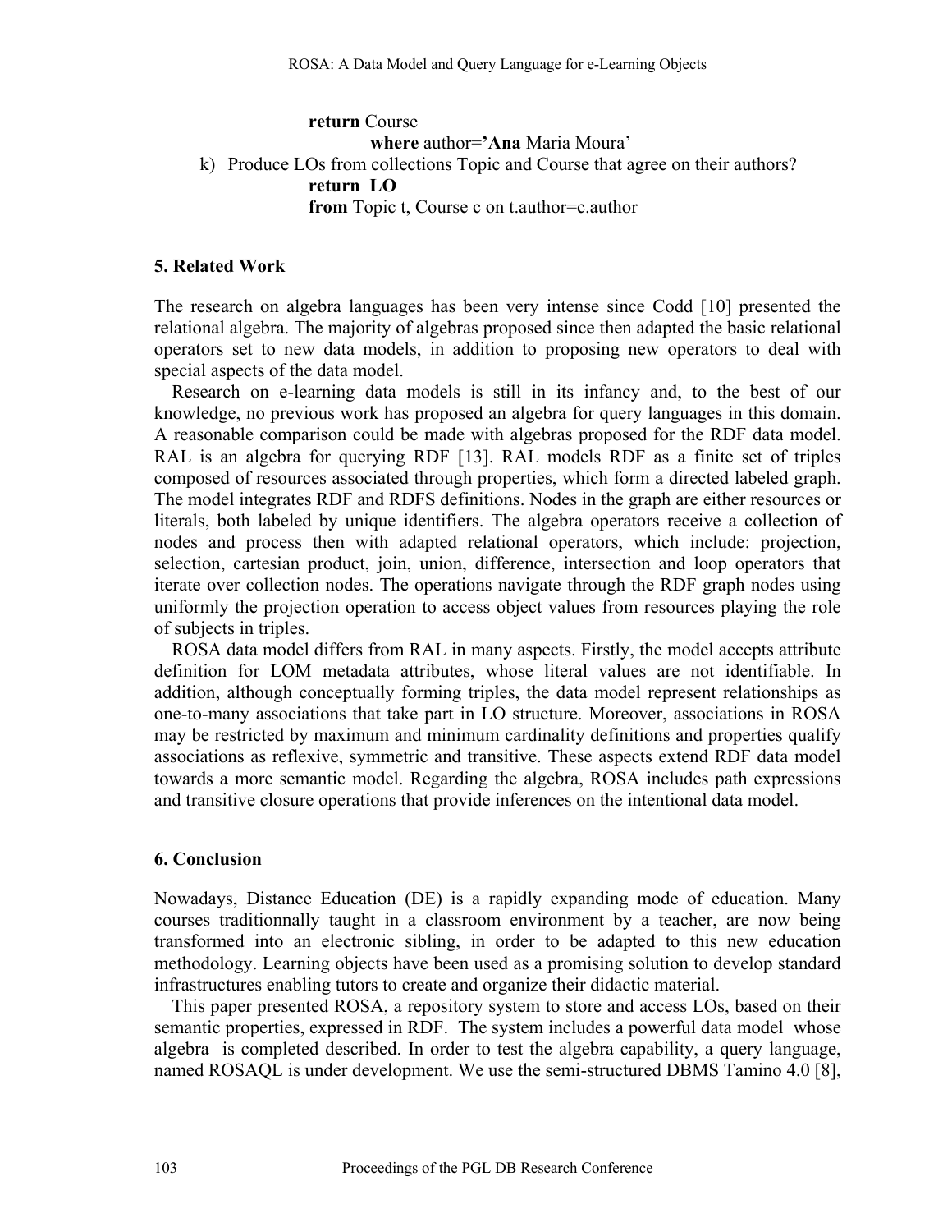**return** Course
    **where** author=**'Ana** Maria Moura'

k) Produce LOs from collections Topic and Course that agree on their authors?

**return LO**
**from** Topic t, Course c on t.author=c.author

## 5. Related Work

The research on algebra languages has been very intense since Codd [10] presented the relational algebra. The majority of algebras proposed since then adapted the basic relational operators set to new data models, in addition to proposing new operators to deal with special aspects of the data model.

Research on e-learning data models is still in its infancy and, to the best of our knowledge, no previous work has proposed an algebra for query languages in this domain. A reasonable comparison could be made with algebras proposed for the RDF data model. RAL is an algebra for querying RDF [13]. RAL models RDF as a finite set of triples composed of resources associated through properties, which form a directed labeled graph. The model integrates RDF and RDFS definitions. Nodes in the graph are either resources or literals, both labeled by unique identifiers. The algebra operators receive a collection of nodes and process then with adapted relational operators, which include: projection, selection, cartesian product, join, union, difference, intersection and loop operators that iterate over collection nodes. The operations navigate through the RDF graph nodes using uniformly the projection operation to access object values from resources playing the role of subjects in triples.

ROSA data model differs from RAL in many aspects. Firstly, the model accepts attribute definition for LOM metadata attributes, whose literal values are not identifiable. In addition, although conceptually forming triples, the data model represent relationships as one-to-many associations that take part in LO structure. Moreover, associations in ROSA may be restricted by maximum and minimum cardinality definitions and properties qualify associations as reflexive, symmetric and transitive. These aspects extend RDF data model towards a more semantic model. Regarding the algebra, ROSA includes path expressions and transitive closure operations that provide inferences on the intentional data model.

## 6. Conclusion

Nowadays, Distance Education (DE) is a rapidly expanding mode of education. Many courses traditionnally taught in a classroom environment by a teacher, are now being transformed into an electronic sibling, in order to be adapted to this new education methodology. Learning objects have been used as a promising solution to develop standard infrastructures enabling tutors to create and organize their didactic material.

This paper presented ROSA, a repository system to store and access LOs, based on their semantic properties, expressed in RDF. The system includes a powerful data model whose algebra is completed described. In order to test the algebra capability, a query language, named ROSAQL is under development. We use the semi-structured DBMS Tamino 4.0 [8],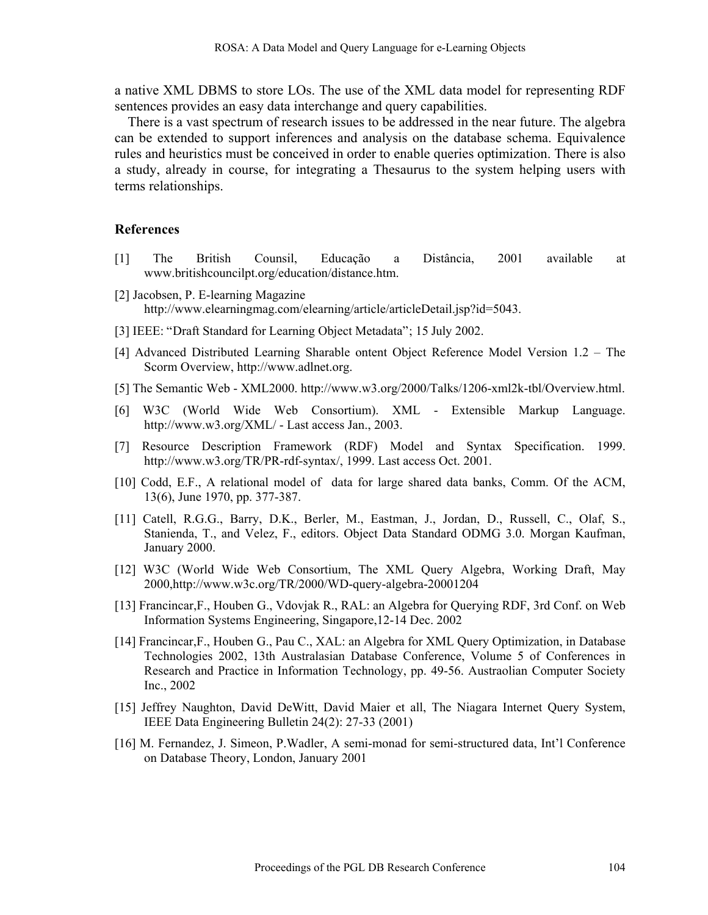a native XML DBMS to store LOs. The use of the XML data model for representing RDF sentences provides an easy data interchange and query capabilities.

There is a vast spectrum of research issues to be addressed in the near future. The algebra can be extended to support inferences and analysis on the database schema. Equivalence rules and heuristics must be conceived in order to enable queries optimization. There is also a study, already in course, for integrating a Thesaurus to the system helping users with terms relationships.

## References

[1] The British Counsil, Educação a Distância, 2001 available at www.britishcouncilpt.org/education/distance.htm.

[2] Jacobsen, P. E-learning Magazine http://www.elearningmag.com/elearning/article/articleDetail.jsp?id=5043.

[3] IEEE: "Draft Standard for Learning Object Metadata"; 15 July 2002.

[4] Advanced Distributed Learning Sharable ontent Object Reference Model Version 1.2 – The Scorm Overview, http://www.adlnet.org.

[5] The Semantic Web - XML2000. http://www.w3.org/2000/Talks/1206-xml2k-tbl/Overview.html.

[6] W3C (World Wide Web Consortium). XML - Extensible Markup Language. http://www.w3.org/XML/ - Last access Jan., 2003.

[7] Resource Description Framework (RDF) Model and Syntax Specification. 1999. http://www.w3.org/TR/PR-rdf-syntax/, 1999. Last access Oct. 2001.

[10] Codd, E.F., A relational model of data for large shared data banks, Comm. Of the ACM, 13(6), June 1970, pp. 377-387.

[11] Catell, R.G.G., Barry, D.K., Berler, M., Eastman, J., Jordan, D., Russell, C., Olaf, S., Stanienda, T., and Velez, F., editors. Object Data Standard ODMG 3.0. Morgan Kaufman, January 2000.

[12] W3C (World Wide Web Consortium, The XML Query Algebra, Working Draft, May 2000,http://www.w3c.org/TR/2000/WD-query-algebra-20001204

[13] Francincar,F., Houben G., Vdovjak R., RAL: an Algebra for Querying RDF, 3rd Conf. on Web Information Systems Engineering, Singapore,12-14 Dec. 2002

[14] Francincar,F., Houben G., Pau C., XAL: an Algebra for XML Query Optimization, in Database Technologies 2002, 13th Australasian Database Conference, Volume 5 of Conferences in Research and Practice in Information Technology, pp. 49-56. Austraolian Computer Society Inc., 2002

[15] Jeffrey Naughton, David DeWitt, David Maier et all, The Niagara Internet Query System, IEEE Data Engineering Bulletin 24(2): 27-33 (2001)

[16] M. Fernandez, J. Simeon, P.Wadler, A semi-monad for semi-structured data, Int'l Conference on Database Theory, London, January 2001